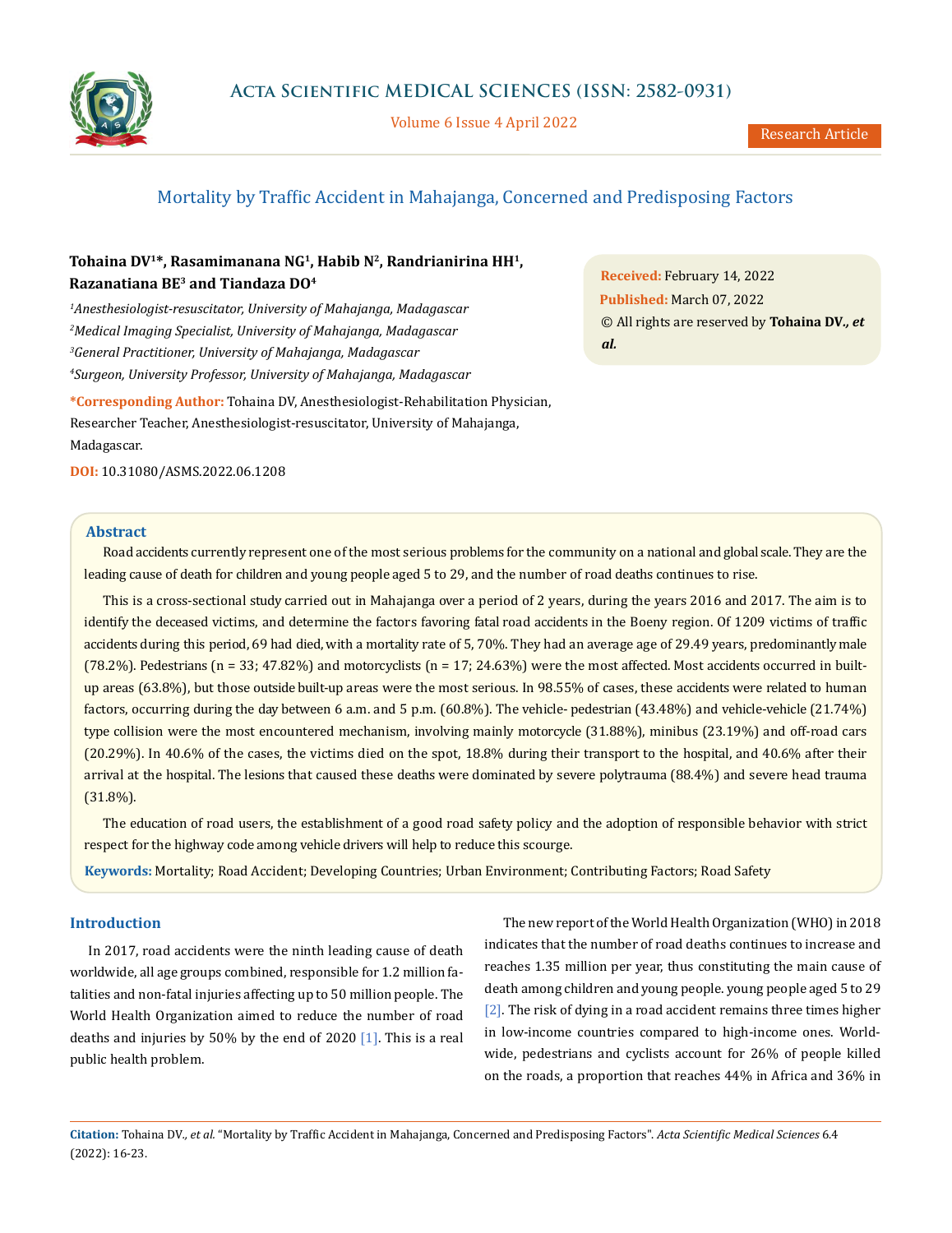# Mortality by Traffic Accident in Mahajanga, Concerned and Predisposing Factors

**Tohaina DV[1]*, Rasamimanana NG[1], Habib N[2], Randrianirina HH[1], Razanatiana BE[3] and Tiandaza DO[4]**

[1]*Anesthesiologist-resuscitator, University of Mahajanga, Madagascar*
[2]*Medical Imaging Specialist, University of Mahajanga, Madagascar*
[3]*General Practitioner, University of Mahajanga, Madagascar*
[4]*Surgeon, University Professor, University of Mahajanga, Madagascar*

**\*Corresponding Author:** Tohaina DV, Anesthesiologist-Rehabilitation Physician, Researcher Teacher, Anesthesiologist-resuscitator, University of Mahajanga, Madagascar.

**DOI:** 10.31080/ASMS.2022.06.1208

**Received:** February 14, 2022
**Published:** March 07, 2022
© All rights are reserved by **Tohaina DV., *et al.***

## Abstract

Road accidents currently represent one of the most serious problems for the community on a national and global scale. They are the leading cause of death for children and young people aged 5 to 29, and the number of road deaths continues to rise.

This is a cross-sectional study carried out in Mahajanga over a period of 2 years, during the years 2016 and 2017. The aim is to identify the deceased victims, and determine the factors favoring fatal road accidents in the Boeny region. Of 1209 victims of traffic accidents during this period, 69 had died, with a mortality rate of 5, 70%. They had an average age of 29.49 years, predominantly male (78.2%). Pedestrians (n = 33; 47.82%) and motorcyclists (n = 17; 24.63%) were the most affected. Most accidents occurred in built-up areas (63.8%), but those outside built-up areas were the most serious. In 98.55% of cases, these accidents were related to human factors, occurring during the day between 6 a.m. and 5 p.m. (60.8%). The vehicle- pedestrian (43.48%) and vehicle-vehicle (21.74%) type collision were the most encountered mechanism, involving mainly motorcycle (31.88%), minibus (23.19%) and off-road cars (20.29%). In 40.6% of the cases, the victims died on the spot, 18.8% during their transport to the hospital, and 40.6% after their arrival at the hospital. The lesions that caused these deaths were dominated by severe polytrauma (88.4%) and severe head trauma (31.8%).

The education of road users, the establishment of a good road safety policy and the adoption of responsible behavior with strict respect for the highway code among vehicle drivers will help to reduce this scourge.

**Keywords:** Mortality; Road Accident; Developing Countries; Urban Environment; Contributing Factors; Road Safety

## Introduction

In 2017, road accidents were the ninth leading cause of death worldwide, all age groups combined, responsible for 1.2 million fatalities and non-fatal injuries affecting up to 50 million people. The World Health Organization aimed to reduce the number of road deaths and injuries by 50% by the end of 2020 [1]. This is a real public health problem.

The new report of the World Health Organization (WHO) in 2018 indicates that the number of road deaths continues to increase and reaches 1.35 million per year, thus constituting the main cause of death among children and young people. young people aged 5 to 29 [2]. The risk of dying in a road accident remains three times higher in low-income countries compared to high-income ones. Worldwide, pedestrians and cyclists account for 26% of people killed on the roads, a proportion that reaches 44% in Africa and 36% in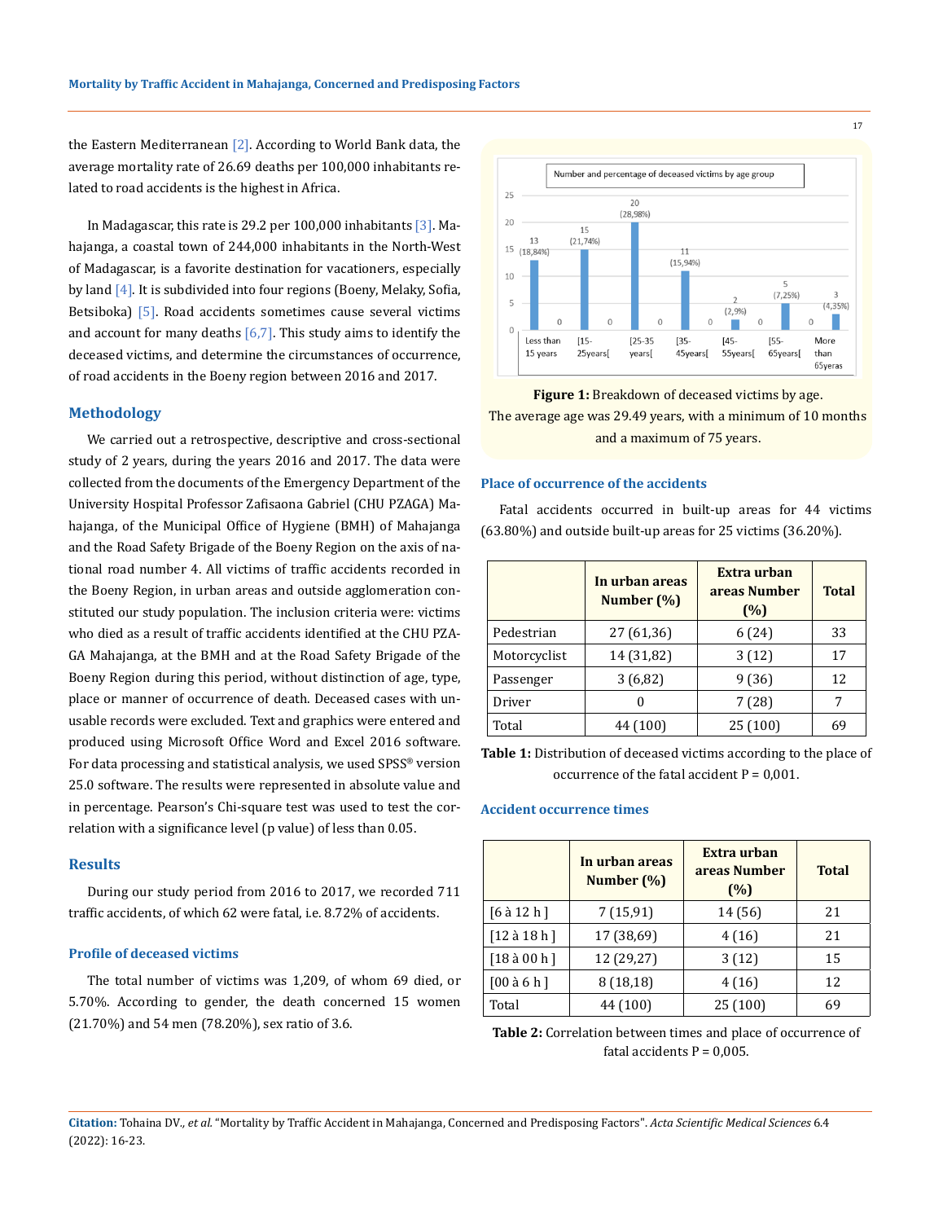the Eastern Mediterranean [2]. According to World Bank data, the average mortality rate of 26.69 deaths per 100,000 inhabitants related to road accidents is the highest in Africa.

In Madagascar, this rate is 29.2 per 100,000 inhabitants [3]. Mahajanga, a coastal town of 244,000 inhabitants in the North-West of Madagascar, is a favorite destination for vacationers, especially by land [4]. It is subdivided into four regions (Boeny, Melaky, Sofia, Betsiboka) [5]. Road accidents sometimes cause several victims and account for many deaths [6,7]. This study aims to identify the deceased victims, and determine the circumstances of occurrence, of road accidents in the Boeny region between 2016 and 2017.

## Methodology

We carried out a retrospective, descriptive and cross-sectional study of 2 years, during the years 2016 and 2017. The data were collected from the documents of the Emergency Department of the University Hospital Professor Zafisaona Gabriel (CHU PZAGA) Mahajanga, of the Municipal Office of Hygiene (BMH) of Mahajanga and the Road Safety Brigade of the Boeny Region on the axis of national road number 4. All victims of traffic accidents recorded in the Boeny Region, in urban areas and outside agglomeration constituted our study population. The inclusion criteria were: victims who died as a result of traffic accidents identified at the CHU PZAGA Mahajanga, at the BMH and at the Road Safety Brigade of the Boeny Region during this period, without distinction of age, type, place or manner of occurrence of death. Deceased cases with unusable records were excluded. Text and graphics were entered and produced using Microsoft Office Word and Excel 2016 software. For data processing and statistical analysis, we used SPSS® version 25.0 software. The results were represented in absolute value and in percentage. Pearson's Chi-square test was used to test the correlation with a significance level (p value) of less than 0.05.

## Results

During our study period from 2016 to 2017, we recorded 711 traffic accidents, of which 62 were fatal, i.e. 8.72% of accidents.

### Profile of deceased victims

The total number of victims was 1,209, of whom 69 died, or 5.70%. According to gender, the death concerned 15 women (21.70%) and 54 men (78.20%), sex ratio of 3.6.

**Figure 1:** Breakdown of deceased victims by age.
The average age was 29.49 years, with a minimum of 10 months and a maximum of 75 years.

### Place of occurrence of the accidents

Fatal accidents occurred in built-up areas for 44 victims (63.80%) and outside built-up areas for 25 victims (36.20%).

| | In urban areas Number (%) | Extra urban areas Number (%) | Total |
|---|---|---|---|
| Pedestrian | 27 (61,36) | 6 (24) | 33 |
| Motorcyclist | 14 (31,82) | 3 (12) | 17 |
| Passenger | 3 (6,82) | 9 (36) | 12 |
| Driver | 0 | 7 (28) | 7 |
| Total | 44 (100) | 25 (100) | 69 |

**Table 1:** Distribution of deceased victims according to the place of occurrence of the fatal accident P = 0,001.

### Accident occurrence times

| | In urban areas Number (%) | Extra urban areas Number (%) | Total |
|---|---|---|---|
| [6 à 12 h ] | 7 (15,91) | 14 (56) | 21 |
| [12 à 18 h ] | 17 (38,69) | 4 (16) | 21 |
| [18 à 00 h ] | 12 (29,27) | 3 (12) | 15 |
| [00 à 6 h ] | 8 (18,18) | 4 (16) | 12 |
| Total | 44 (100) | 25 (100) | 69 |

**Table 2:** Correlation between times and place of occurrence of fatal accidents P = 0,005.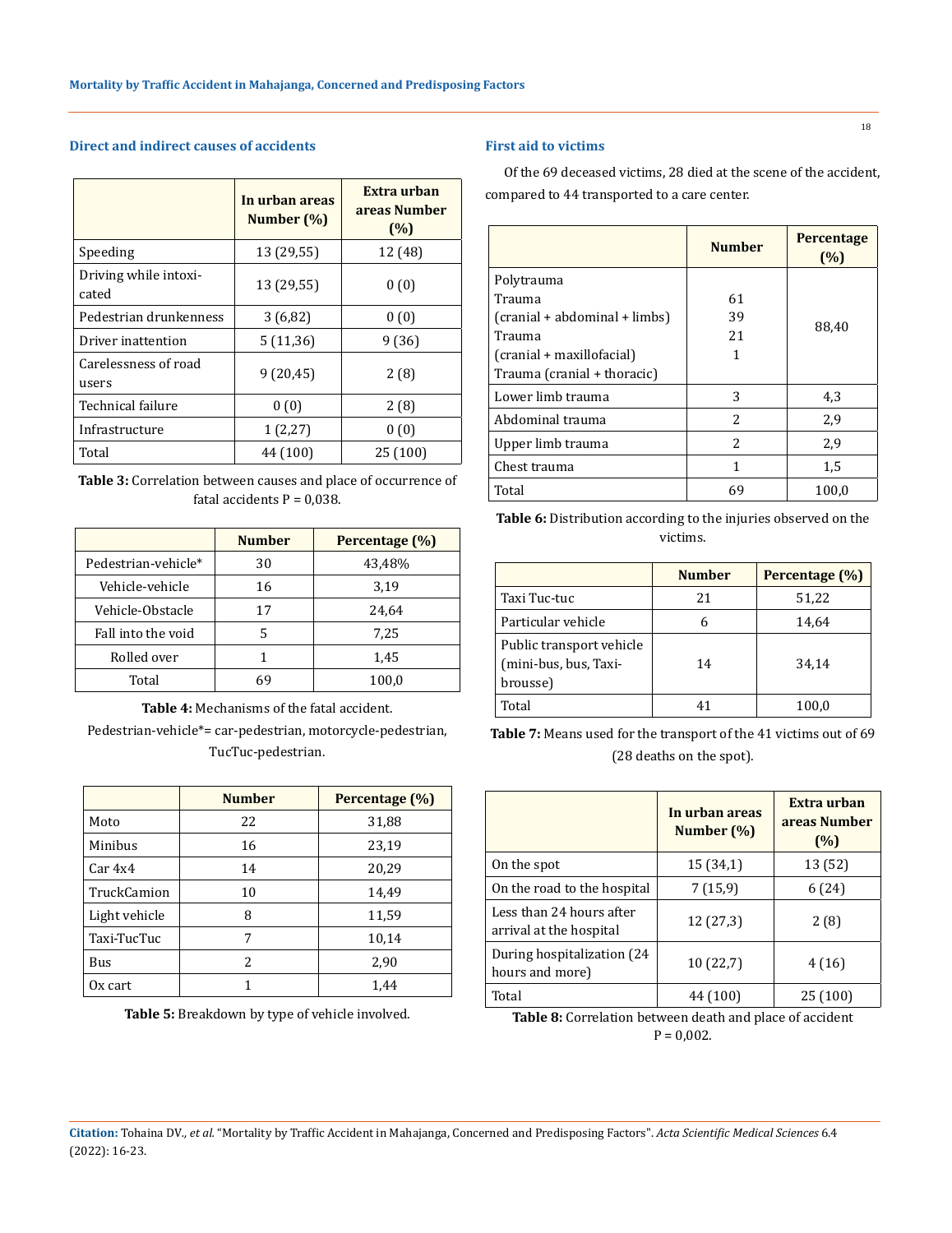### Direct and indirect causes of accidents

| | In urban areas Number (%) | Extra urban areas Number (%) |
|---|---|---|
| Speeding | 13 (29,55) | 12 (48) |
| Driving while intoxicated | 13 (29,55) | 0 (0) |
| Pedestrian drunkenness | 3 (6,82) | 0 (0) |
| Driver inattention | 5 (11,36) | 9 (36) |
| Carelessness of road users | 9 (20,45) | 2 (8) |
| Technical failure | 0 (0) | 2 (8) |
| Infrastructure | 1 (2,27) | 0 (0) |
| Total | 44 (100) | 25 (100) |

**Table 3:** Correlation between causes and place of occurrence of fatal accidents P = 0,038.

| | Number | Percentage (%) |
|---|---|---|
| Pedestrian-vehicle* | 30 | 43,48% |
| Vehicle-vehicle | 16 | 3,19 |
| Vehicle-Obstacle | 17 | 24,64 |
| Fall into the void | 5 | 7,25 |
| Rolled over | 1 | 1,45 |
| Total | 69 | 100,0 |

**Table 4:** Mechanisms of the fatal accident.

Pedestrian-vehicle*= car-pedestrian, motorcycle-pedestrian, TucTuc-pedestrian.

| | Number | Percentage (%) |
|---|---|---|
| Moto | 22 | 31,88 |
| Minibus | 16 | 23,19 |
| Car 4x4 | 14 | 20,29 |
| TruckCamion | 10 | 14,49 |
| Light vehicle | 8 | 11,59 |
| Taxi-TucTuc | 7 | 10,14 |
| Bus | 2 | 2,90 |
| Ox cart | 1 | 1,44 |

**Table 5:** Breakdown by type of vehicle involved.

### First aid to victims

Of the 69 deceased victims, 28 died at the scene of the accident, compared to 44 transported to a care center.

| | Number | Percentage (%) |
|---|---|---|
| Polytrauma<br>Trauma<br>(cranial + abdominal + limbs)<br>Trauma<br>(cranial + maxillofacial)<br>Trauma (cranial + thoracic) | 61<br>39<br>21<br>1 | 88,40 |
| Lower limb trauma | 3 | 4,3 |
| Abdominal trauma | 2 | 2,9 |
| Upper limb trauma | 2 | 2,9 |
| Chest trauma | 1 | 1,5 |
| Total | 69 | 100,0 |

**Table 6:** Distribution according to the injuries observed on the victims.

| | Number | Percentage (%) |
|---|---|---|
| Taxi Tuc-tuc | 21 | 51,22 |
| Particular vehicle | 6 | 14,64 |
| Public transport vehicle (mini-bus, bus, Taxi-brousse) | 14 | 34,14 |
| Total | 41 | 100,0 |

**Table 7:** Means used for the transport of the 41 victims out of 69 (28 deaths on the spot).

| | In urban areas Number (%) | Extra urban areas Number (%) |
|---|---|---|
| On the spot | 15 (34,1) | 13 (52) |
| On the road to the hospital | 7 (15,9) | 6 (24) |
| Less than 24 hours after arrival at the hospital | 12 (27,3) | 2 (8) |
| During hospitalization (24 hours and more) | 10 (22,7) | 4 (16) |
| Total | 44 (100) | 25 (100) |

**Table 8:** Correlation between death and place of accident P = 0,002.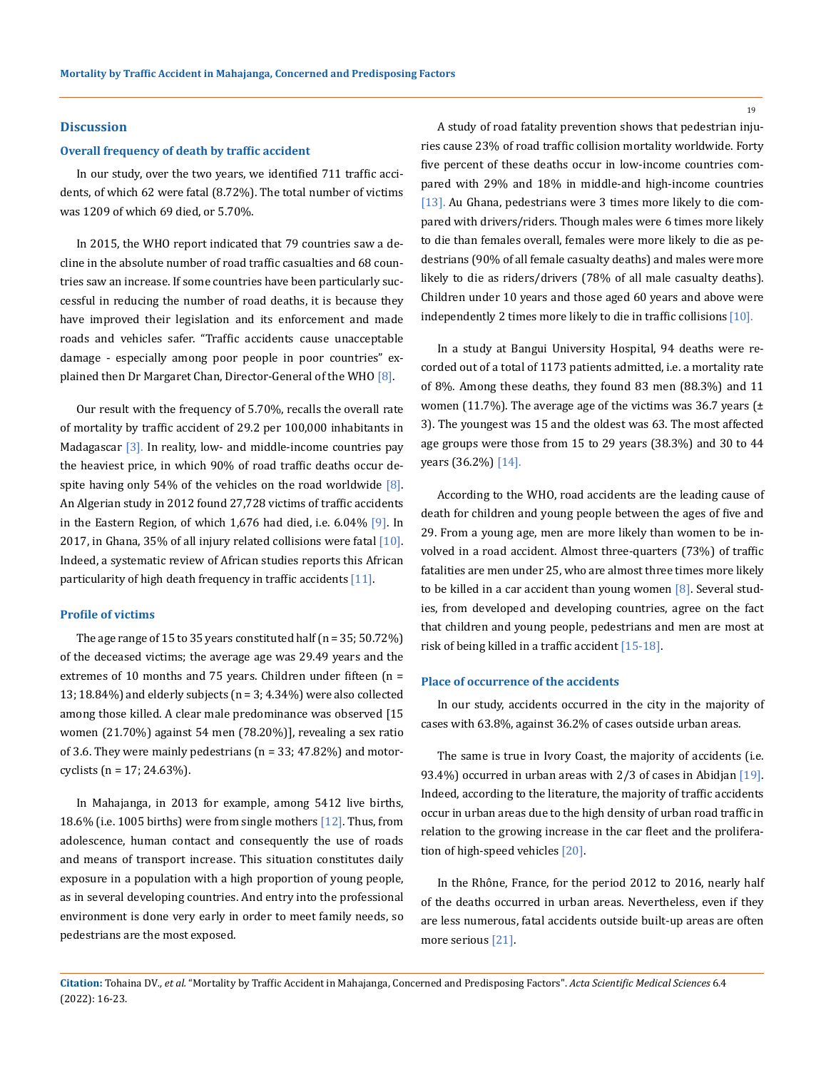## Discussion

### Overall frequency of death by traffic accident

In our study, over the two years, we identified 711 traffic accidents, of which 62 were fatal (8.72%). The total number of victims was 1209 of which 69 died, or 5.70%.

In 2015, the WHO report indicated that 79 countries saw a decline in the absolute number of road traffic casualties and 68 countries saw an increase. If some countries have been particularly successful in reducing the number of road deaths, it is because they have improved their legislation and its enforcement and made roads and vehicles safer. "Traffic accidents cause unacceptable damage - especially among poor people in poor countries" explained then Dr Margaret Chan, Director-General of the WHO [8].

Our result with the frequency of 5.70%, recalls the overall rate of mortality by traffic accident of 29.2 per 100,000 inhabitants in Madagascar [3]. In reality, low- and middle-income countries pay the heaviest price, in which 90% of road traffic deaths occur despite having only 54% of the vehicles on the road worldwide [8]. An Algerian study in 2012 found 27,728 victims of traffic accidents in the Eastern Region, of which 1,676 had died, i.e. 6.04% [9]. In 2017, in Ghana, 35% of all injury related collisions were fatal [10]. Indeed, a systematic review of African studies reports this African particularity of high death frequency in traffic accidents [11].

### Profile of victims

The age range of 15 to 35 years constituted half (n = 35; 50.72%) of the deceased victims; the average age was 29.49 years and the extremes of 10 months and 75 years. Children under fifteen (n = 13; 18.84%) and elderly subjects (n = 3; 4.34%) were also collected among those killed. A clear male predominance was observed [15 women (21.70%) against 54 men (78.20%)], revealing a sex ratio of 3.6. They were mainly pedestrians (n = 33; 47.82%) and motorcyclists (n = 17; 24.63%).

In Mahajanga, in 2013 for example, among 5412 live births, 18.6% (i.e. 1005 births) were from single mothers [12]. Thus, from adolescence, human contact and consequently the use of roads and means of transport increase. This situation constitutes daily exposure in a population with a high proportion of young people, as in several developing countries. And entry into the professional environment is done very early in order to meet family needs, so pedestrians are the most exposed.

A study of road fatality prevention shows that pedestrian injuries cause 23% of road traffic collision mortality worldwide. Forty five percent of these deaths occur in low-income countries compared with 29% and 18% in middle-and high-income countries [13]. Au Ghana, pedestrians were 3 times more likely to die compared with drivers/riders. Though males were 6 times more likely to die than females overall, females were more likely to die as pedestrians (90% of all female casualty deaths) and males were more likely to die as riders/drivers (78% of all male casualty deaths). Children under 10 years and those aged 60 years and above were independently 2 times more likely to die in traffic collisions [10].

In a study at Bangui University Hospital, 94 deaths were recorded out of a total of 1173 patients admitted, i.e. a mortality rate of 8%. Among these deaths, they found 83 men (88.3%) and 11 women (11.7%). The average age of the victims was 36.7 years (± 3). The youngest was 15 and the oldest was 63. The most affected age groups were those from 15 to 29 years (38.3%) and 30 to 44 years (36.2%) [14].

According to the WHO, road accidents are the leading cause of death for children and young people between the ages of five and 29. From a young age, men are more likely than women to be involved in a road accident. Almost three-quarters (73%) of traffic fatalities are men under 25, who are almost three times more likely to be killed in a car accident than young women [8]. Several studies, from developed and developing countries, agree on the fact that children and young people, pedestrians and men are most at risk of being killed in a traffic accident [15-18].

### Place of occurrence of the accidents

In our study, accidents occurred in the city in the majority of cases with 63.8%, against 36.2% of cases outside urban areas.

The same is true in Ivory Coast, the majority of accidents (i.e. 93.4%) occurred in urban areas with 2/3 of cases in Abidjan [19]. Indeed, according to the literature, the majority of traffic accidents occur in urban areas due to the high density of urban road traffic in relation to the growing increase in the car fleet and the proliferation of high-speed vehicles [20].

In the Rhône, France, for the period 2012 to 2016, nearly half of the deaths occurred in urban areas. Nevertheless, even if they are less numerous, fatal accidents outside built-up areas are often more serious [21].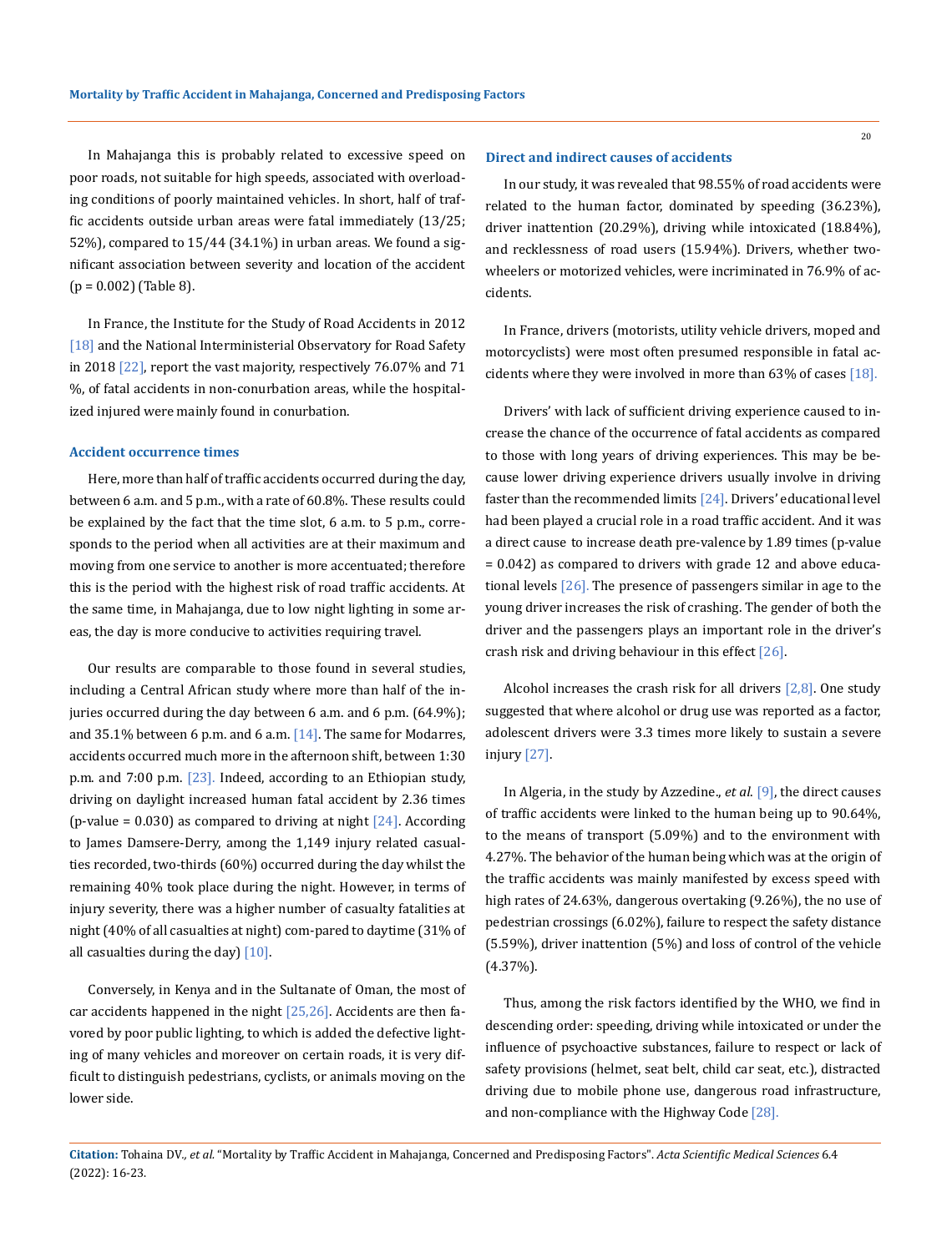In Mahajanga this is probably related to excessive speed on poor roads, not suitable for high speeds, associated with overloading conditions of poorly maintained vehicles. In short, half of traffic accidents outside urban areas were fatal immediately (13/25; 52%), compared to 15/44 (34.1%) in urban areas. We found a significant association between severity and location of the accident (p = 0.002) (Table 8).

In France, the Institute for the Study of Road Accidents in 2012 [18] and the National Interministerial Observatory for Road Safety in 2018 [22], report the vast majority, respectively 76.07% and 71 %, of fatal accidents in non-conurbation areas, while the hospitalized injured were mainly found in conurbation.

### Accident occurrence times

Here, more than half of traffic accidents occurred during the day, between 6 a.m. and 5 p.m., with a rate of 60.8%. These results could be explained by the fact that the time slot, 6 a.m. to 5 p.m., corresponds to the period when all activities are at their maximum and moving from one service to another is more accentuated; therefore this is the period with the highest risk of road traffic accidents. At the same time, in Mahajanga, due to low night lighting in some areas, the day is more conducive to activities requiring travel.

Our results are comparable to those found in several studies, including a Central African study where more than half of the injuries occurred during the day between 6 a.m. and 6 p.m. (64.9%); and 35.1% between 6 p.m. and 6 a.m. [14]. The same for Modarres, accidents occurred much more in the afternoon shift, between 1:30 p.m. and 7:00 p.m. [23]. Indeed, according to an Ethiopian study, driving on daylight increased human fatal accident by 2.36 times (p-value = 0.030) as compared to driving at night [24]. According to James Damsere-Derry, among the 1,149 injury related casualties recorded, two-thirds (60%) occurred during the day whilst the remaining 40% took place during the night. However, in terms of injury severity, there was a higher number of casualty fatalities at night (40% of all casualties at night) com-pared to daytime (31% of all casualties during the day) [10].

Conversely, in Kenya and in the Sultanate of Oman, the most of car accidents happened in the night [25,26]. Accidents are then favored by poor public lighting, to which is added the defective lighting of many vehicles and moreover on certain roads, it is very difficult to distinguish pedestrians, cyclists, or animals moving on the lower side.

### Direct and indirect causes of accidents

In our study, it was revealed that 98.55% of road accidents were related to the human factor, dominated by speeding (36.23%), driver inattention (20.29%), driving while intoxicated (18.84%), and recklessness of road users (15.94%). Drivers, whether two-wheelers or motorized vehicles, were incriminated in 76.9% of accidents.

In France, drivers (motorists, utility vehicle drivers, moped and motorcyclists) were most often presumed responsible in fatal accidents where they were involved in more than 63% of cases [18].

Drivers' with lack of sufficient driving experience caused to increase the chance of the occurrence of fatal accidents as compared to those with long years of driving experiences. This may be because lower driving experience drivers usually involve in driving faster than the recommended limits [24]. Drivers' educational level had been played a crucial role in a road traffic accident. And it was a direct cause to increase death pre-valence by 1.89 times (p-value = 0.042) as compared to drivers with grade 12 and above educational levels [26]. The presence of passengers similar in age to the young driver increases the risk of crashing. The gender of both the driver and the passengers plays an important role in the driver's crash risk and driving behaviour in this effect [26].

Alcohol increases the crash risk for all drivers [2,8]. One study suggested that where alcohol or drug use was reported as a factor, adolescent drivers were 3.3 times more likely to sustain a severe injury [27].

In Algeria, in the study by Azzedine., *et al*. [9], the direct causes of traffic accidents were linked to the human being up to 90.64%, to the means of transport (5.09%) and to the environment with 4.27%. The behavior of the human being which was at the origin of the traffic accidents was mainly manifested by excess speed with high rates of 24.63%, dangerous overtaking (9.26%), the no use of pedestrian crossings (6.02%), failure to respect the safety distance (5.59%), driver inattention (5%) and loss of control of the vehicle (4.37%).

Thus, among the risk factors identified by the WHO, we find in descending order: speeding, driving while intoxicated or under the influence of psychoactive substances, failure to respect or lack of safety provisions (helmet, seat belt, child car seat, etc.), distracted driving due to mobile phone use, dangerous road infrastructure, and non-compliance with the Highway Code [28].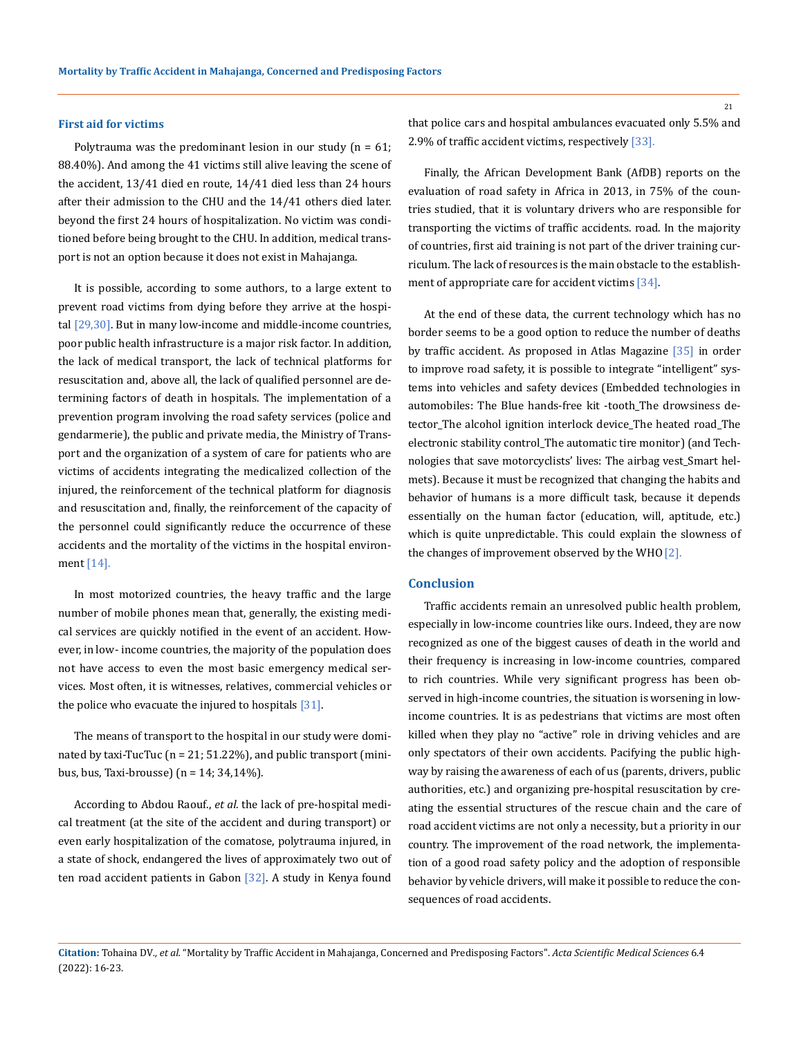### First aid for victims

Polytrauma was the predominant lesion in our study (n = 61; 88.40%). And among the 41 victims still alive leaving the scene of the accident, 13/41 died en route, 14/41 died less than 24 hours after their admission to the CHU and the 14/41 others died later. beyond the first 24 hours of hospitalization. No victim was conditioned before being brought to the CHU. In addition, medical transport is not an option because it does not exist in Mahajanga.

It is possible, according to some authors, to a large extent to prevent road victims from dying before they arrive at the hospital [29,30]. But in many low-income and middle-income countries, poor public health infrastructure is a major risk factor. In addition, the lack of medical transport, the lack of technical platforms for resuscitation and, above all, the lack of qualified personnel are determining factors of death in hospitals. The implementation of a prevention program involving the road safety services (police and gendarmerie), the public and private media, the Ministry of Transport and the organization of a system of care for patients who are victims of accidents integrating the medicalized collection of the injured, the reinforcement of the technical platform for diagnosis and resuscitation and, finally, the reinforcement of the capacity of the personnel could significantly reduce the occurrence of these accidents and the mortality of the victims in the hospital environment [14].

In most motorized countries, the heavy traffic and the large number of mobile phones mean that, generally, the existing medical services are quickly notified in the event of an accident. However, in low- income countries, the majority of the population does not have access to even the most basic emergency medical services. Most often, it is witnesses, relatives, commercial vehicles or the police who evacuate the injured to hospitals [31].

The means of transport to the hospital in our study were dominated by taxi-TucTuc (n = 21; 51.22%), and public transport (minibus, bus, Taxi-brousse) (n = 14; 34,14%).

According to Abdou Raouf., *et al.* the lack of pre-hospital medical treatment (at the site of the accident and during transport) or even early hospitalization of the comatose, polytrauma injured, in a state of shock, endangered the lives of approximately two out of ten road accident patients in Gabon [32]. A study in Kenya found that police cars and hospital ambulances evacuated only 5.5% and 2.9% of traffic accident victims, respectively [33].

Finally, the African Development Bank (AfDB) reports on the evaluation of road safety in Africa in 2013, in 75% of the countries studied, that it is voluntary drivers who are responsible for transporting the victims of traffic accidents. road. In the majority of countries, first aid training is not part of the driver training curriculum. The lack of resources is the main obstacle to the establishment of appropriate care for accident victims [34].

At the end of these data, the current technology which has no border seems to be a good option to reduce the number of deaths by traffic accident. As proposed in Atlas Magazine [35] in order to improve road safety, it is possible to integrate "intelligent" systems into vehicles and safety devices (Embedded technologies in automobiles: The Blue hands-free kit -tooth_The drowsiness detector_The alcohol ignition interlock device_The heated road_The electronic stability control_The automatic tire monitor) (and Technologies that save motorcyclists' lives: The airbag vest_Smart helmets). Because it must be recognized that changing the habits and behavior of humans is a more difficult task, because it depends essentially on the human factor (education, will, aptitude, etc.) which is quite unpredictable. This could explain the slowness of the changes of improvement observed by the WHO [2].

## Conclusion

Traffic accidents remain an unresolved public health problem, especially in low-income countries like ours. Indeed, they are now recognized as one of the biggest causes of death in the world and their frequency is increasing in low-income countries, compared to rich countries. While very significant progress has been observed in high-income countries, the situation is worsening in low-income countries. It is as pedestrians that victims are most often killed when they play no "active" role in driving vehicles and are only spectators of their own accidents. Pacifying the public highway by raising the awareness of each of us (parents, drivers, public authorities, etc.) and organizing pre-hospital resuscitation by creating the essential structures of the rescue chain and the care of road accident victims are not only a necessity, but a priority in our country. The improvement of the road network, the implementation of a good road safety policy and the adoption of responsible behavior by vehicle drivers, will make it possible to reduce the consequences of road accidents.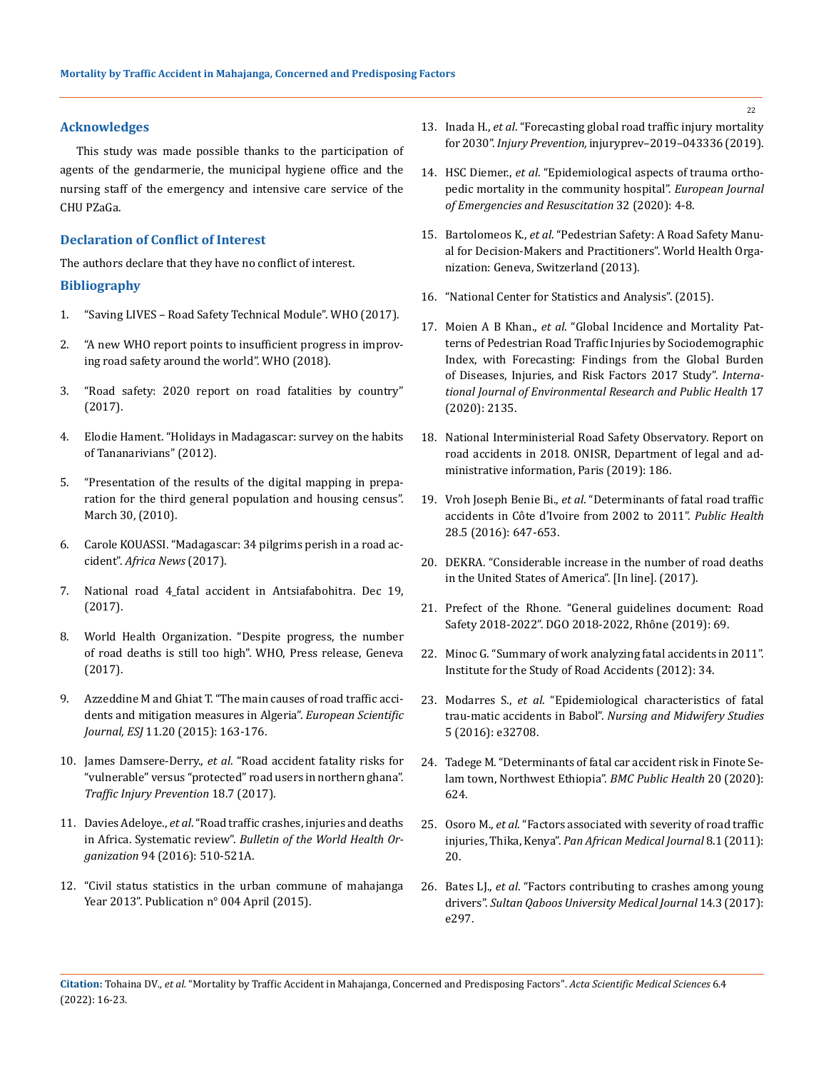## Acknowledges

This study was made possible thanks to the participation of agents of the gendarmerie, the municipal hygiene office and the nursing staff of the emergency and intensive care service of the CHU PZaGa.

## Declaration of Conflict of Interest

The authors declare that they have no conflict of interest.

## Bibliography

1. "Saving LIVES – Road Safety Technical Module". WHO (2017).
2. "A new WHO report points to insufficient progress in improving road safety around the world". WHO (2018).
3. "Road safety: 2020 report on road fatalities by country" (2017).
4. Elodie Hament. "Holidays in Madagascar: survey on the habits of Tananarivians" (2012).
5. "Presentation of the results of the digital mapping in preparation for the third general population and housing census". March 30, (2010).
6. Carole KOUASSI. "Madagascar: 34 pilgrims perish in a road accident". *Africa News* (2017).
7. National road 4_fatal accident in Antsiafabohitra. Dec 19, (2017).
8. World Health Organization. "Despite progress, the number of road deaths is still too high". WHO, Press release, Geneva (2017).
9. Azzeddine M and Ghiat T. "The main causes of road traffic accidents and mitigation measures in Algeria". *European Scientific Journal, ESJ* 11.20 (2015): 163-176.
10. James Damsere-Derry., *et al*. "Road accident fatality risks for "vulnerable" versus "protected" road users in northern ghana". *Traffic Injury Prevention* 18.7 (2017).
11. Davies Adeloye., *et al*. "Road traffic crashes, injuries and deaths in Africa. Systematic review". *Bulletin of the World Health Organization* 94 (2016): 510-521A.
12. "Civil status statistics in the urban commune of mahajanga Year 2013". Publication n° 004 April (2015).
13. Inada H., *et al*. "Forecasting global road traffic injury mortality for 2030". *Injury Prevention,* injuryprev–2019–043336 (2019).
14. HSC Diemer., *et al*. "Epidemiological aspects of trauma orthopedic mortality in the community hospital". *European Journal of Emergencies and Resuscitation* 32 (2020): 4-8.
15. Bartolomeos K., *et al*. "Pedestrian Safety: A Road Safety Manual for Decision-Makers and Practitioners". World Health Organization: Geneva, Switzerland (2013).
16. "National Center for Statistics and Analysis". (2015).
17. Moien A B Khan., *et al*. "Global Incidence and Mortality Patterns of Pedestrian Road Traffic Injuries by Sociodemographic Index, with Forecasting: Findings from the Global Burden of Diseases, Injuries, and Risk Factors 2017 Study". *International Journal of Environmental Research and Public Health* 17 (2020): 2135.
18. National Interministerial Road Safety Observatory. Report on road accidents in 2018. ONISR, Department of legal and administrative information, Paris (2019): 186.
19. Vroh Joseph Benie Bi., *et al*. "Determinants of fatal road traffic accidents in Côte d'Ivoire from 2002 to 2011". *Public Health* 28.5 (2016): 647-653.
20. DEKRA. "Considerable increase in the number of road deaths in the United States of America". [In line]. (2017).
21. Prefect of the Rhone. "General guidelines document: Road Safety 2018-2022". DGO 2018-2022, Rhône (2019): 69.
22. Minoc G. "Summary of work analyzing fatal accidents in 2011". Institute for the Study of Road Accidents (2012): 34.
23. Modarres S., *et al*. "Epidemiological characteristics of fatal trau-matic accidents in Babol". *Nursing and Midwifery Studies* 5 (2016): e32708.
24. Tadege M. "Determinants of fatal car accident risk in Finote Selam town, Northwest Ethiopia". *BMC Public Health* 20 (2020): 624.
25. Osoro M., *et al*. "Factors associated with severity of road traffic injuries, Thika, Kenya". *Pan African Medical Journal* 8.1 (2011): 20.
26. Bates LJ., *et al*. "Factors contributing to crashes among young drivers". *Sultan Qaboos University Medical Journal* 14.3 (2017): e297.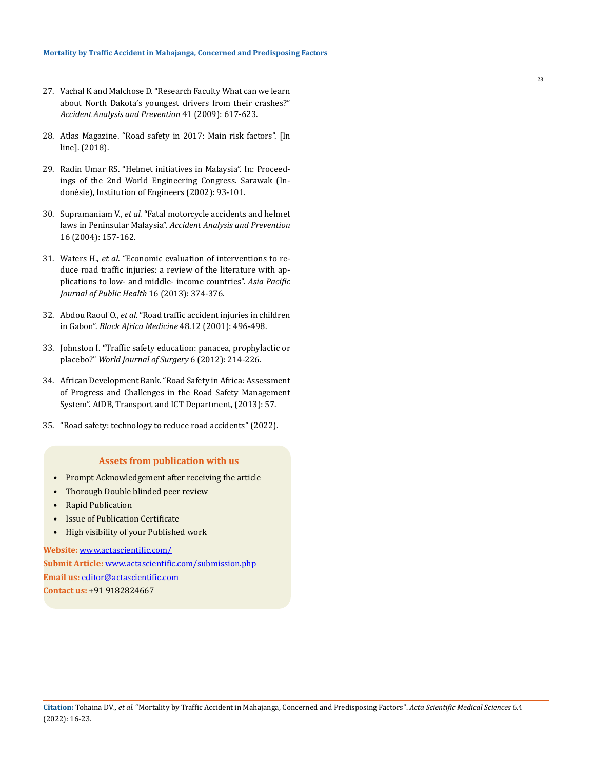27. Vachal K and Malchose D. "Research Faculty What can we learn about North Dakota's youngest drivers from their crashes?" *Accident Analysis and Prevention* 41 (2009): 617-623.

28. Atlas Magazine. "Road safety in 2017: Main risk factors". [In line]. (2018).

29. Radin Umar RS. "Helmet initiatives in Malaysia". In: Proceedings of the 2nd World Engineering Congress. Sarawak (Indonésie), Institution of Engineers (2002): 93-101.

30. Supramaniam V., *et al*. "Fatal motorcycle accidents and helmet laws in Peninsular Malaysia". *Accident Analysis and Prevention* 16 (2004): 157-162.

31. Waters H., *et al*. "Economic evaluation of interventions to reduce road traffic injuries: a review of the literature with applications to low- and middle- income countries". *Asia Pacific Journal of Public Health* 16 (2013): 374-376.

32. Abdou Raouf O., *et al*. "Road traffic accident injuries in children in Gabon". *Black Africa Medicine* 48.12 (2001): 496-498.

33. Johnston I. "Traffic safety education: panacea, prophylactic or placebo?" *World Journal of Surgery* 6 (2012): 214-226.

34. African Development Bank. "Road Safety in Africa: Assessment of Progress and Challenges in the Road Safety Management System". AfDB, Transport and ICT Department, (2013): 57.

35. "Road safety: technology to reduce road accidents" (2022).

**Assets from publication with us**

- Prompt Acknowledgement after receiving the article
- Thorough Double blinded peer review
- Rapid Publication
- Issue of Publication Certificate
- High visibility of your Published work

**Website:** www.actascientific.com/
**Submit Article:** www.actascientific.com/submission.php
**Email us:** editor@actascientific.com
**Contact us:** +91 9182824667